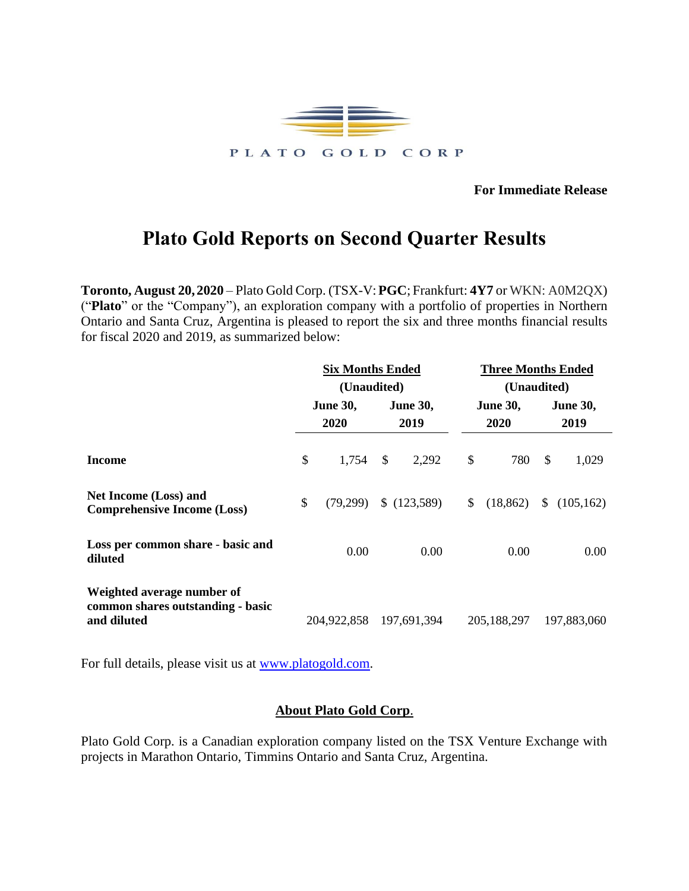PLATO GOLD CORP

**For Immediate Release**

# Plato Gold Reports on Second Quarter Results

**Toronto, August 20, 2020** – Plato Gold Corp. (TSX-V: **PGC**; Frankfurt: **4Y7** or WKN: A0M2QX) ("**Plato**" or the "Company"), an exploration company with a portfolio of properties in Northern Ontario and Santa Cruz, Argentina is pleased to report the six and three months financial results for fiscal 2020 and 2019, as summarized below:

| | Six Months Ended (Unaudited) | | Three Months Ended (Unaudited) | |
|---|---|---|---|---|
| | **June 30, 2020** | **June 30, 2019** | **June 30, 2020** | **June 30, 2019** |
| **Income** | $ 1,754 | $ 2,292 | $ 780 | $ 1,029 |
| **Net Income (Loss) and Comprehensive Income (Loss)** | $ (79,299) | $ (123,589) | $ (18,862) | $ (105,162) |
| **Loss per common share - basic and diluted** | 0.00 | 0.00 | 0.00 | 0.00 |
| **Weighted average number of common shares outstanding - basic and diluted** | 204,922,858 | 197,691,394 | 205,188,297 | 197,883,060 |

For full details, please visit us at www.platogold.com.

## About Plato Gold Corp.

Plato Gold Corp. is a Canadian exploration company listed on the TSX Venture Exchange with projects in Marathon Ontario, Timmins Ontario and Santa Cruz, Argentina.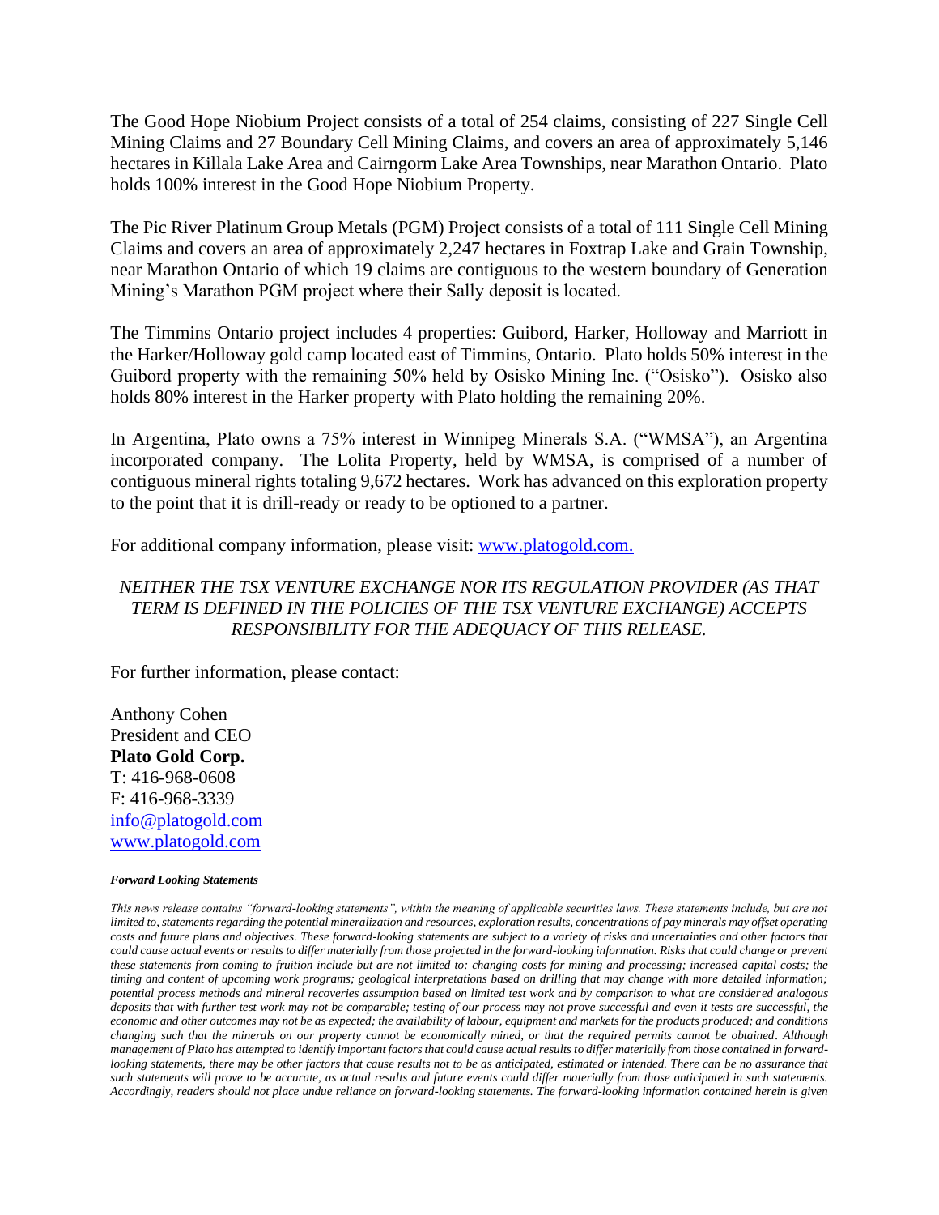The Good Hope Niobium Project consists of a total of 254 claims, consisting of 227 Single Cell Mining Claims and 27 Boundary Cell Mining Claims, and covers an area of approximately 5,146 hectares in Killala Lake Area and Cairngorm Lake Area Townships, near Marathon Ontario. Plato holds 100% interest in the Good Hope Niobium Property.

The Pic River Platinum Group Metals (PGM) Project consists of a total of 111 Single Cell Mining Claims and covers an area of approximately 2,247 hectares in Foxtrap Lake and Grain Township, near Marathon Ontario of which 19 claims are contiguous to the western boundary of Generation Mining's Marathon PGM project where their Sally deposit is located.

The Timmins Ontario project includes 4 properties: Guibord, Harker, Holloway and Marriott in the Harker/Holloway gold camp located east of Timmins, Ontario. Plato holds 50% interest in the Guibord property with the remaining 50% held by Osisko Mining Inc. ("Osisko"). Osisko also holds 80% interest in the Harker property with Plato holding the remaining 20%.

In Argentina, Plato owns a 75% interest in Winnipeg Minerals S.A. ("WMSA"), an Argentina incorporated company. The Lolita Property, held by WMSA, is comprised of a number of contiguous mineral rights totaling 9,672 hectares. Work has advanced on this exploration property to the point that it is drill-ready or ready to be optioned to a partner.

For additional company information, please visit: [www.platogold.com.](http://www.platogold.com)

*NEITHER THE TSX VENTURE EXCHANGE NOR ITS REGULATION PROVIDER (AS THAT TERM IS DEFINED IN THE POLICIES OF THE TSX VENTURE EXCHANGE) ACCEPTS RESPONSIBILITY FOR THE ADEQUACY OF THIS RELEASE.*

For further information, please contact:

Anthony Cohen
President and CEO
**Plato Gold Corp.**
T: 416-968-0608
F: 416-968-3339
info@platogold.com
[www.platogold.com](http://www.platogold.com)

***Forward Looking Statements***

*This news release contains "forward-looking statements", within the meaning of applicable securities laws. These statements include, but are not limited to, statements regarding the potential mineralization and resources, exploration results, concentrations of pay minerals may offset operating costs and future plans and objectives. These forward-looking statements are subject to a variety of risks and uncertainties and other factors that could cause actual events or results to differ materially from those projected in the forward-looking information. Risks that could change or prevent these statements from coming to fruition include but are not limited to: changing costs for mining and processing; increased capital costs; the timing and content of upcoming work programs; geological interpretations based on drilling that may change with more detailed information; potential process methods and mineral recoveries assumption based on limited test work and by comparison to what are considered analogous deposits that with further test work may not be comparable; testing of our process may not prove successful and even it tests are successful, the economic and other outcomes may not be as expected; the availability of labour, equipment and markets for the products produced; and conditions changing such that the minerals on our property cannot be economically mined, or that the required permits cannot be obtained. Although management of Plato has attempted to identify important factors that could cause actual results to differ materially from those contained in forward-looking statements, there may be other factors that cause results not to be as anticipated, estimated or intended. There can be no assurance that such statements will prove to be accurate, as actual results and future events could differ materially from those anticipated in such statements. Accordingly, readers should not place undue reliance on forward-looking statements. The forward-looking information contained herein is given*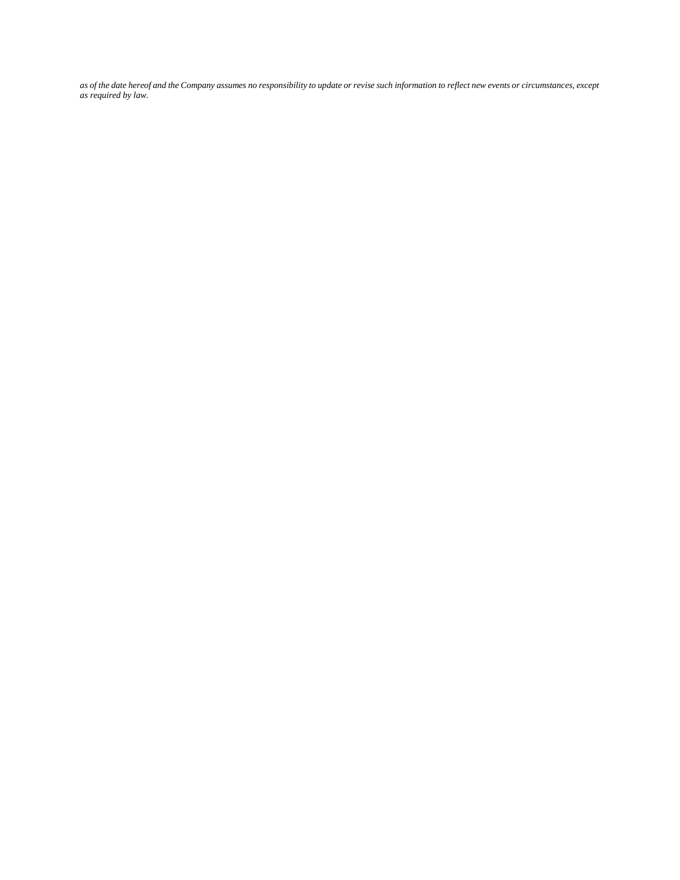*as of the date hereof and the Company assumes no responsibility to update or revise such information to reflect new events or circumstances, except as required by law.*